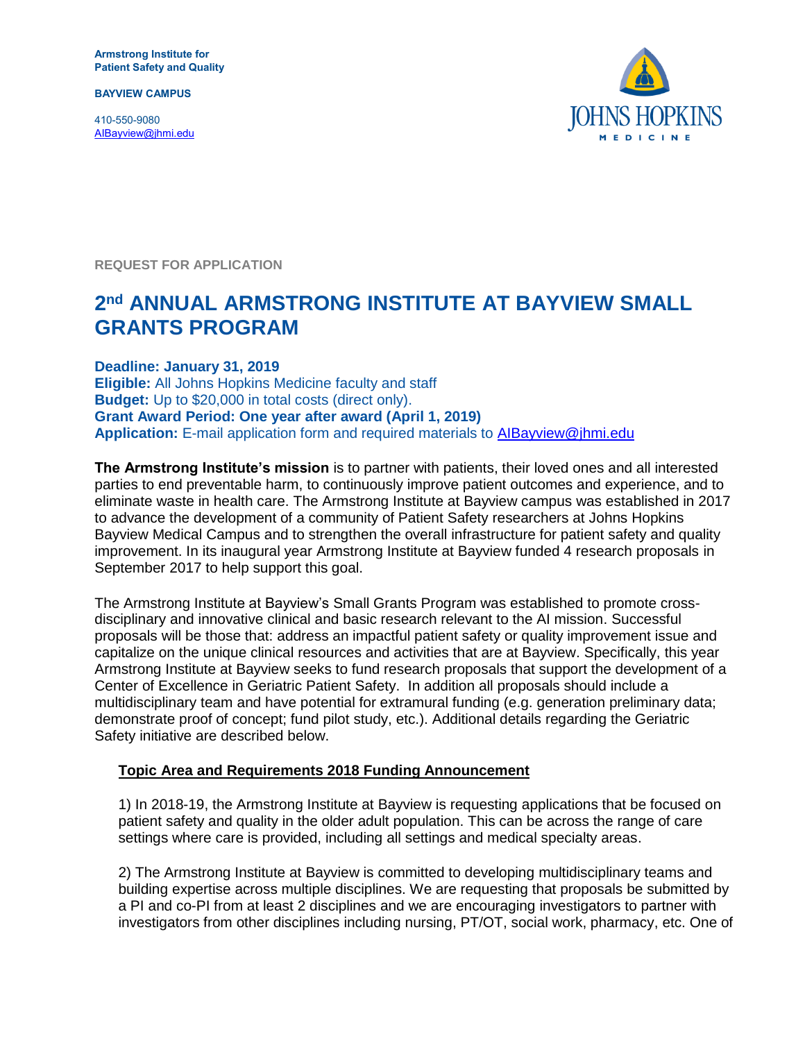**Armstrong Institute for Patient Safety and Quality**

**BAYVIEW CAMPUS**

410-550-9080
AIBayview@jhmi.edu

JOHNS HOPKINS MEDICINE

**REQUEST FOR APPLICATION**

# 2nd ANNUAL ARMSTRONG INSTITUTE AT BAYVIEW SMALL GRANTS PROGRAM

**Deadline: January 31, 2019**
**Eligible:** All Johns Hopkins Medicine faculty and staff
**Budget:** Up to $20,000 in total costs (direct only).
**Grant Award Period: One year after award (April 1, 2019)**
**Application:** E-mail application form and required materials to AIBayview@jhmi.edu

**The Armstrong Institute's mission** is to partner with patients, their loved ones and all interested parties to end preventable harm, to continuously improve patient outcomes and experience, and to eliminate waste in health care. The Armstrong Institute at Bayview campus was established in 2017 to advance the development of a community of Patient Safety researchers at Johns Hopkins Bayview Medical Campus and to strengthen the overall infrastructure for patient safety and quality improvement. In its inaugural year Armstrong Institute at Bayview funded 4 research proposals in September 2017 to help support this goal.

The Armstrong Institute at Bayview's Small Grants Program was established to promote cross-disciplinary and innovative clinical and basic research relevant to the AI mission. Successful proposals will be those that: address an impactful patient safety or quality improvement issue and capitalize on the unique clinical resources and activities that are at Bayview. Specifically, this year Armstrong Institute at Bayview seeks to fund research proposals that support the development of a Center of Excellence in Geriatric Patient Safety. In addition all proposals should include a multidisciplinary team and have potential for extramural funding (e.g. generation preliminary data; demonstrate proof of concept; fund pilot study, etc.). Additional details regarding the Geriatric Safety initiative are described below.

## Topic Area and Requirements 2018 Funding Announcement

1) In 2018-19, the Armstrong Institute at Bayview is requesting applications that be focused on patient safety and quality in the older adult population. This can be across the range of care settings where care is provided, including all settings and medical specialty areas.

2) The Armstrong Institute at Bayview is committed to developing multidisciplinary teams and building expertise across multiple disciplines. We are requesting that proposals be submitted by a PI and co-PI from at least 2 disciplines and we are encouraging investigators to partner with investigators from other disciplines including nursing, PT/OT, social work, pharmacy, etc. One of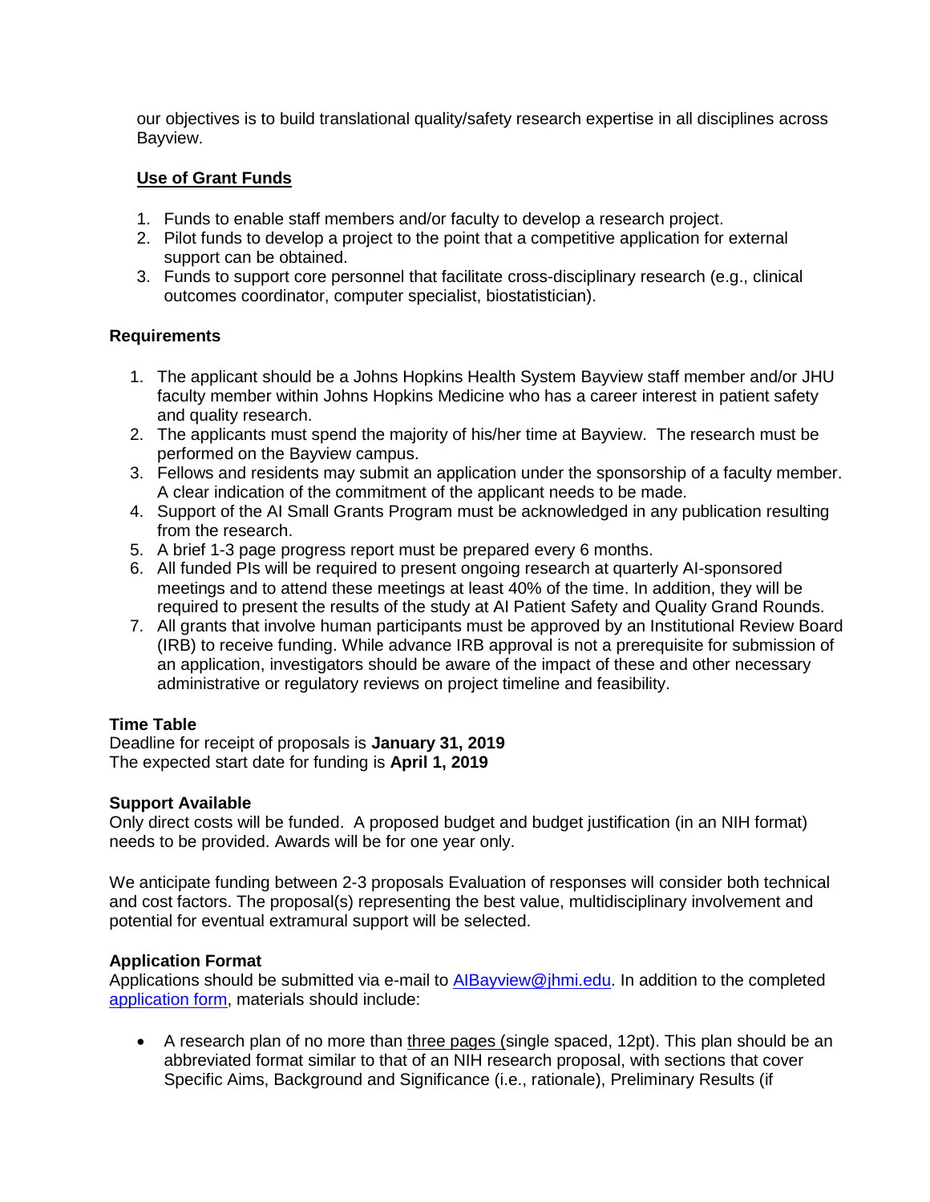our objectives is to build translational quality/safety research expertise in all disciplines across Bayview.

**Use of Grant Funds**

1. Funds to enable staff members and/or faculty to develop a research project.
2. Pilot funds to develop a project to the point that a competitive application for external support can be obtained.
3. Funds to support core personnel that facilitate cross-disciplinary research (e.g., clinical outcomes coordinator, computer specialist, biostatistician).

**Requirements**

1. The applicant should be a Johns Hopkins Health System Bayview staff member and/or JHU faculty member within Johns Hopkins Medicine who has a career interest in patient safety and quality research.
2. The applicants must spend the majority of his/her time at Bayview. The research must be performed on the Bayview campus.
3. Fellows and residents may submit an application under the sponsorship of a faculty member. A clear indication of the commitment of the applicant needs to be made.
4. Support of the AI Small Grants Program must be acknowledged in any publication resulting from the research.
5. A brief 1-3 page progress report must be prepared every 6 months.
6. All funded PIs will be required to present ongoing research at quarterly AI-sponsored meetings and to attend these meetings at least 40% of the time. In addition, they will be required to present the results of the study at AI Patient Safety and Quality Grand Rounds.
7. All grants that involve human participants must be approved by an Institutional Review Board (IRB) to receive funding. While advance IRB approval is not a prerequisite for submission of an application, investigators should be aware of the impact of these and other necessary administrative or regulatory reviews on project timeline and feasibility.

**Time Table**

Deadline for receipt of proposals is **January 31, 2019**
The expected start date for funding is **April 1, 2019**

**Support Available**

Only direct costs will be funded. A proposed budget and budget justification (in an NIH format) needs to be provided. Awards will be for one year only.

We anticipate funding between 2-3 proposals Evaluation of responses will consider both technical and cost factors. The proposal(s) representing the best value, multidisciplinary involvement and potential for eventual extramural support will be selected.

**Application Format**

Applications should be submitted via e-mail to AIBayview@jhmi.edu. In addition to the completed application form, materials should include:

- A research plan of no more than three pages (single spaced, 12pt). This plan should be an abbreviated format similar to that of an NIH research proposal, with sections that cover Specific Aims, Background and Significance (i.e., rationale), Preliminary Results (if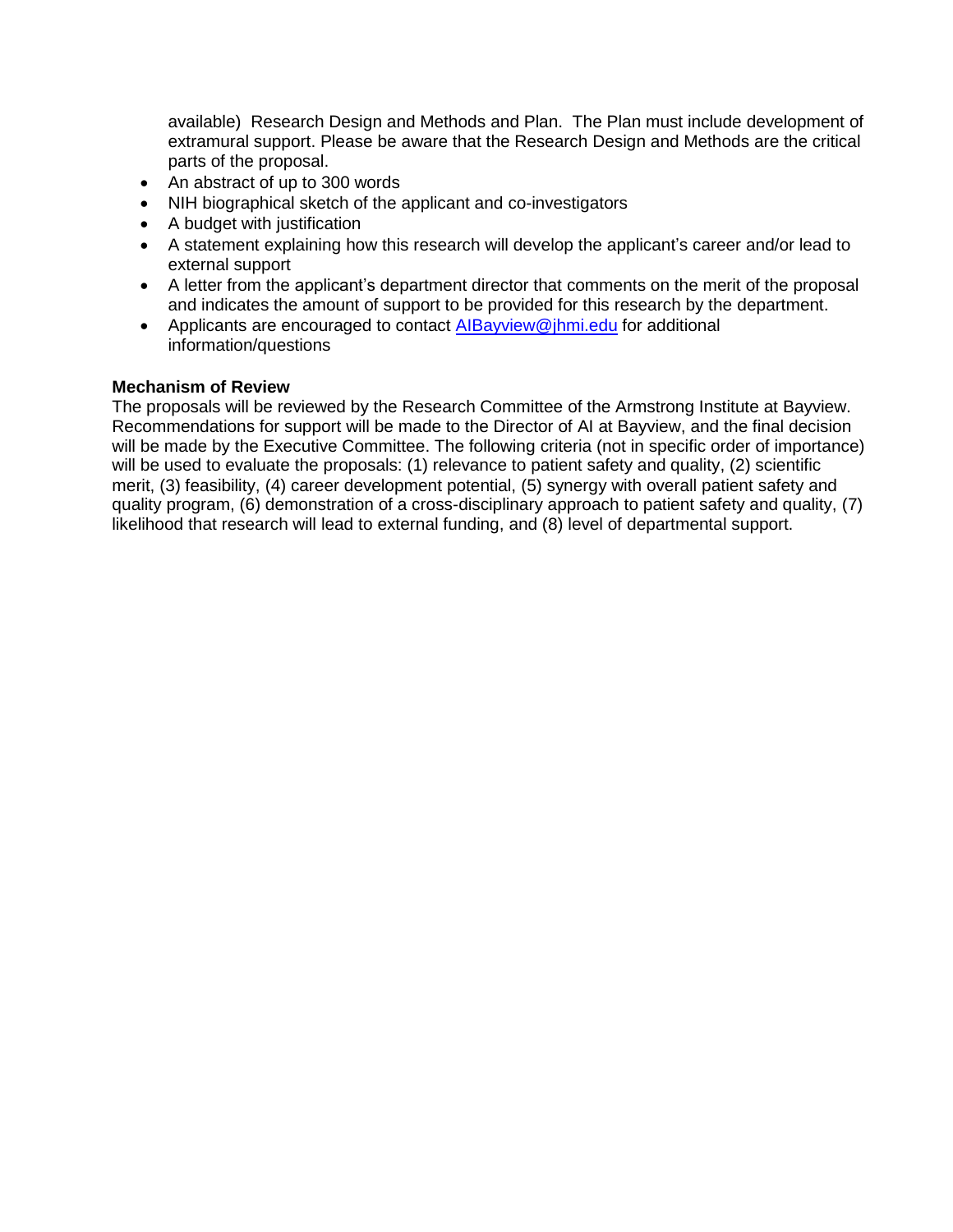available) Research Design and Methods and Plan. The Plan must include development of extramural support. Please be aware that the Research Design and Methods are the critical parts of the proposal.

- An abstract of up to 300 words
- NIH biographical sketch of the applicant and co-investigators
- A budget with justification
- A statement explaining how this research will develop the applicant's career and/or lead to external support
- A letter from the applicant's department director that comments on the merit of the proposal and indicates the amount of support to be provided for this research by the department.
- Applicants are encouraged to contact AIBayview@jhmi.edu for additional information/questions

**Mechanism of Review**

The proposals will be reviewed by the Research Committee of the Armstrong Institute at Bayview. Recommendations for support will be made to the Director of AI at Bayview, and the final decision will be made by the Executive Committee. The following criteria (not in specific order of importance) will be used to evaluate the proposals: (1) relevance to patient safety and quality, (2) scientific merit, (3) feasibility, (4) career development potential, (5) synergy with overall patient safety and quality program, (6) demonstration of a cross-disciplinary approach to patient safety and quality, (7) likelihood that research will lead to external funding, and (8) level of departmental support.